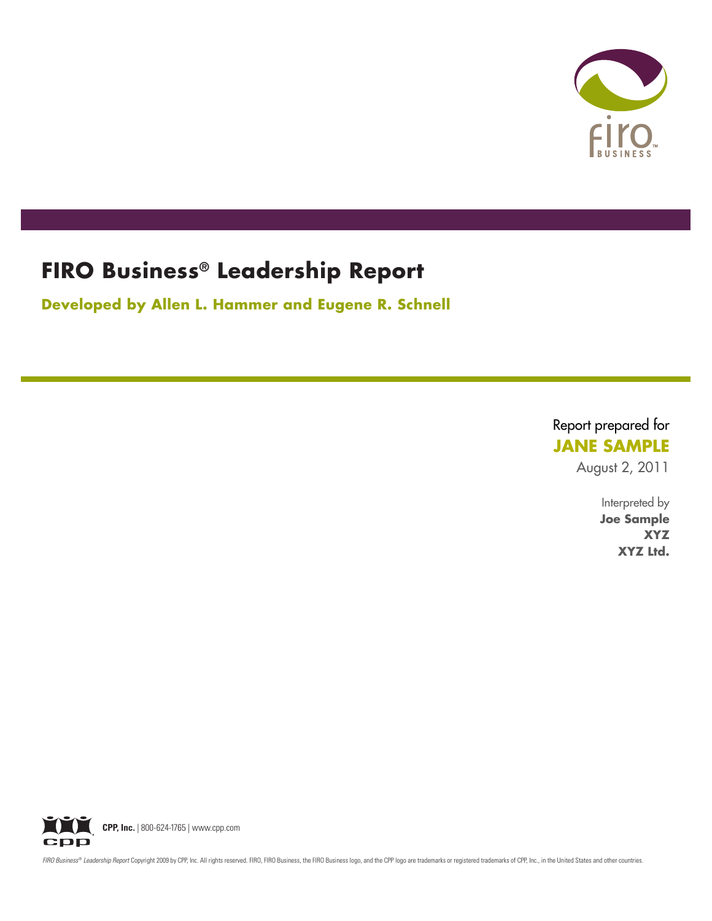# FIRO Business® Leadership Report

**Developed by Allen L. Hammer and Eugene R. Schnell**

Report prepared for
**JANE SAMPLE**
August 2, 2011

Interpreted by
**Joe Sample**
**XYZ**
**XYZ Ltd.**

**CPP, Inc.** | 800-624-1765 | www.cpp.com

*FIRO Business® Leadership Report* Copyright 2009 by CPP, Inc. All rights reserved. FIRO, FIRO Business, the FIRO Business logo, and the CPP logo are trademarks or registered trademarks of CPP, Inc., in the United States and other countries.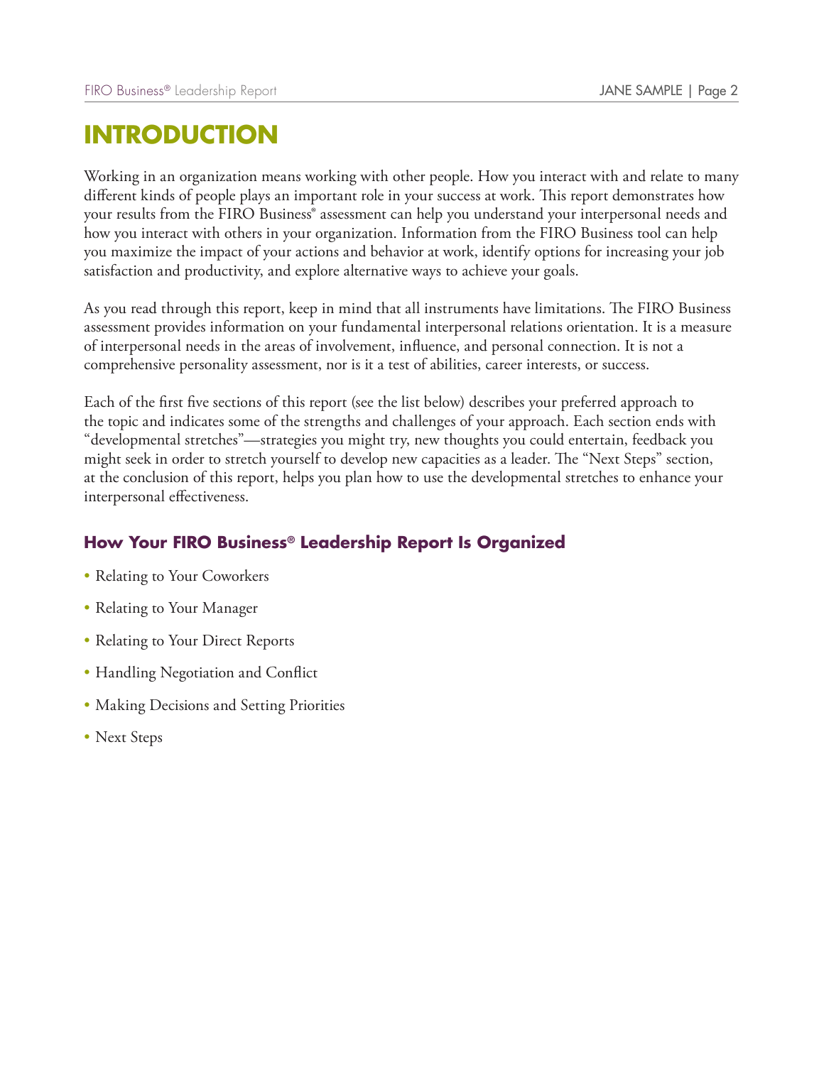# INTRODUCTION

Working in an organization means working with other people. How you interact with and relate to many different kinds of people plays an important role in your success at work. This report demonstrates how your results from the FIRO Business® assessment can help you understand your interpersonal needs and how you interact with others in your organization. Information from the FIRO Business tool can help you maximize the impact of your actions and behavior at work, identify options for increasing your job satisfaction and productivity, and explore alternative ways to achieve your goals.

As you read through this report, keep in mind that all instruments have limitations. The FIRO Business assessment provides information on your fundamental interpersonal relations orientation. It is a measure of interpersonal needs in the areas of involvement, influence, and personal connection. It is not a comprehensive personality assessment, nor is it a test of abilities, career interests, or success.

Each of the first five sections of this report (see the list below) describes your preferred approach to the topic and indicates some of the strengths and challenges of your approach. Each section ends with "developmental stretches"—strategies you might try, new thoughts you could entertain, feedback you might seek in order to stretch yourself to develop new capacities as a leader. The "Next Steps" section, at the conclusion of this report, helps you plan how to use the developmental stretches to enhance your interpersonal effectiveness.

### How Your FIRO Business® Leadership Report Is Organized

- Relating to Your Coworkers
- Relating to Your Manager
- Relating to Your Direct Reports
- Handling Negotiation and Conflict
- Making Decisions and Setting Priorities
- Next Steps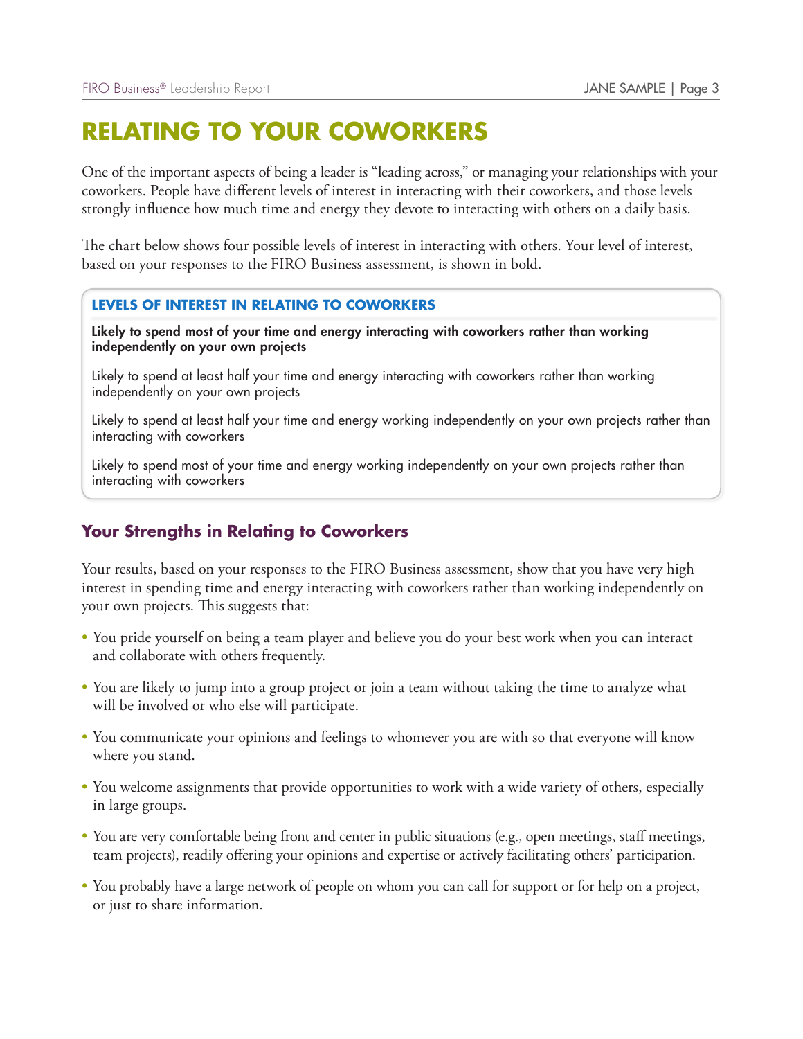# RELATING TO YOUR COWORKERS

One of the important aspects of being a leader is "leading across," or managing your relationships with your coworkers. People have different levels of interest in interacting with their coworkers, and those levels strongly influence how much time and energy they devote to interacting with others on a daily basis.

The chart below shows four possible levels of interest in interacting with others. Your level of interest, based on your responses to the FIRO Business assessment, is shown in bold.

### LEVELS OF INTEREST IN RELATING TO COWORKERS

**Likely to spend most of your time and energy interacting with coworkers rather than working independently on your own projects**

Likely to spend at least half your time and energy interacting with coworkers rather than working independently on your own projects

Likely to spend at least half your time and energy working independently on your own projects rather than interacting with coworkers

Likely to spend most of your time and energy working independently on your own projects rather than interacting with coworkers

## Your Strengths in Relating to Coworkers

Your results, based on your responses to the FIRO Business assessment, show that you have very high interest in spending time and energy interacting with coworkers rather than working independently on your own projects. This suggests that:

- You pride yourself on being a team player and believe you do your best work when you can interact and collaborate with others frequently.
- You are likely to jump into a group project or join a team without taking the time to analyze what will be involved or who else will participate.
- You communicate your opinions and feelings to whomever you are with so that everyone will know where you stand.
- You welcome assignments that provide opportunities to work with a wide variety of others, especially in large groups.
- You are very comfortable being front and center in public situations (e.g., open meetings, staff meetings, team projects), readily offering your opinions and expertise or actively facilitating others' participation.
- You probably have a large network of people on whom you can call for support or for help on a project, or just to share information.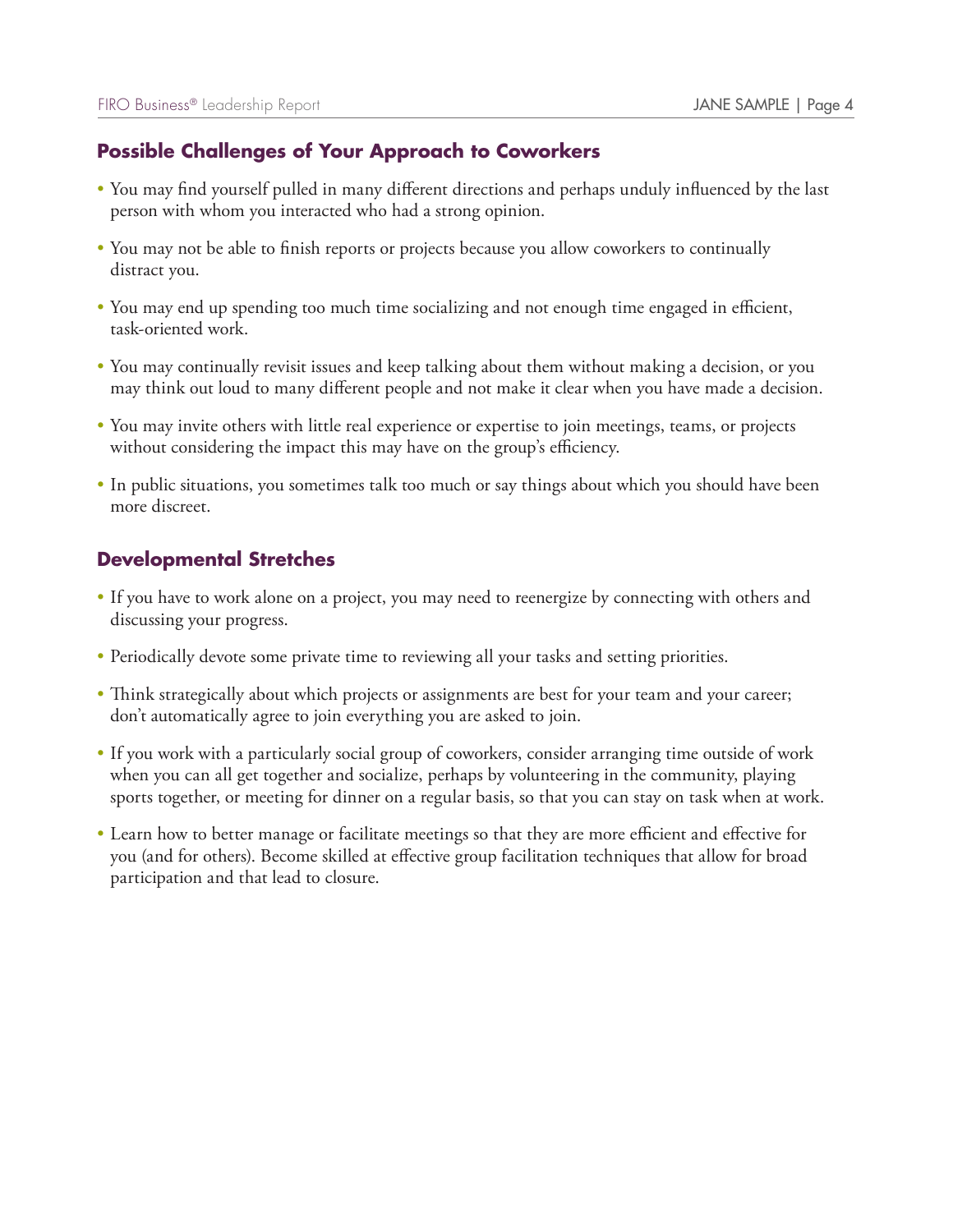## Possible Challenges of Your Approach to Coworkers

- You may find yourself pulled in many different directions and perhaps unduly influenced by the last person with whom you interacted who had a strong opinion.
- You may not be able to finish reports or projects because you allow coworkers to continually distract you.
- You may end up spending too much time socializing and not enough time engaged in efficient, task-oriented work.
- You may continually revisit issues and keep talking about them without making a decision, or you may think out loud to many different people and not make it clear when you have made a decision.
- You may invite others with little real experience or expertise to join meetings, teams, or projects without considering the impact this may have on the group's efficiency.
- In public situations, you sometimes talk too much or say things about which you should have been more discreet.

## Developmental Stretches

- If you have to work alone on a project, you may need to reenergize by connecting with others and discussing your progress.
- Periodically devote some private time to reviewing all your tasks and setting priorities.
- Think strategically about which projects or assignments are best for your team and your career; don't automatically agree to join everything you are asked to join.
- If you work with a particularly social group of coworkers, consider arranging time outside of work when you can all get together and socialize, perhaps by volunteering in the community, playing sports together, or meeting for dinner on a regular basis, so that you can stay on task when at work.
- Learn how to better manage or facilitate meetings so that they are more efficient and effective for you (and for others). Become skilled at effective group facilitation techniques that allow for broad participation and that lead to closure.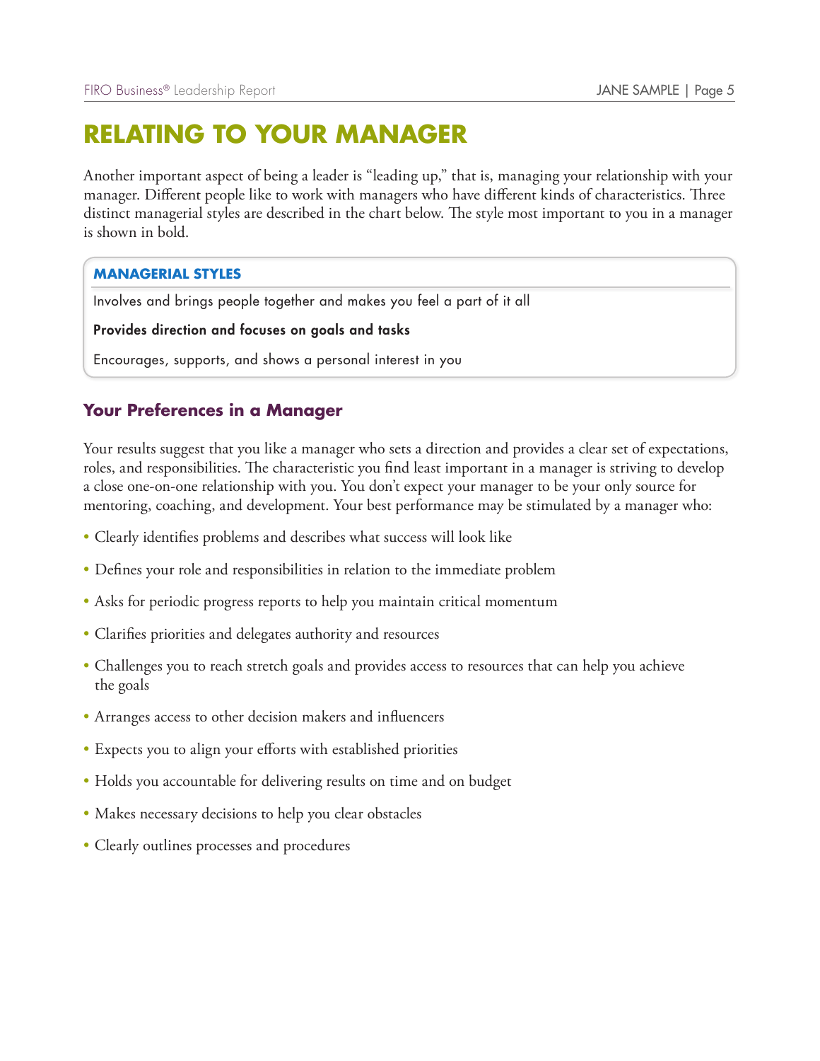# RELATING TO YOUR MANAGER

Another important aspect of being a leader is "leading up," that is, managing your relationship with your manager. Different people like to work with managers who have different kinds of characteristics. Three distinct managerial styles are described in the chart below. The style most important to you in a manager is shown in bold.

| MANAGERIAL STYLES |
| --- |
| Involves and brings people together and makes you feel a part of it all |
| **Provides direction and focuses on goals and tasks** |
| Encourages, supports, and shows a personal interest in you |

## Your Preferences in a Manager

Your results suggest that you like a manager who sets a direction and provides a clear set of expectations, roles, and responsibilities. The characteristic you find least important in a manager is striving to develop a close one-on-one relationship with you. You don't expect your manager to be your only source for mentoring, coaching, and development. Your best performance may be stimulated by a manager who:

- Clearly identifies problems and describes what success will look like
- Defines your role and responsibilities in relation to the immediate problem
- Asks for periodic progress reports to help you maintain critical momentum
- Clarifies priorities and delegates authority and resources
- Challenges you to reach stretch goals and provides access to resources that can help you achieve the goals
- Arranges access to other decision makers and influencers
- Expects you to align your efforts with established priorities
- Holds you accountable for delivering results on time and on budget
- Makes necessary decisions to help you clear obstacles
- Clearly outlines processes and procedures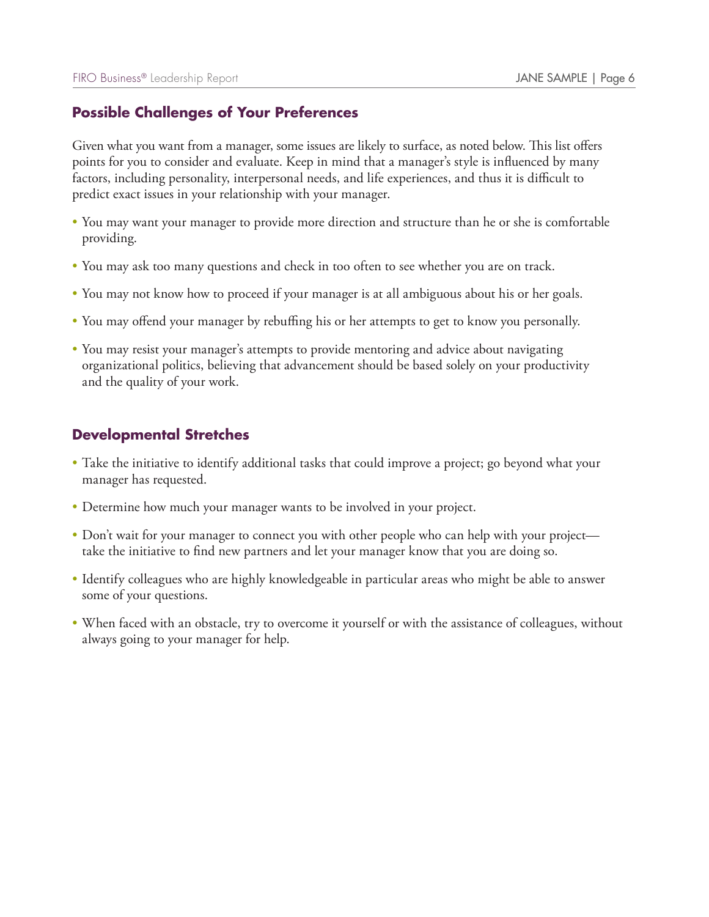## Possible Challenges of Your Preferences

Given what you want from a manager, some issues are likely to surface, as noted below. This list offers points for you to consider and evaluate. Keep in mind that a manager's style is influenced by many factors, including personality, interpersonal needs, and life experiences, and thus it is difficult to predict exact issues in your relationship with your manager.

- You may want your manager to provide more direction and structure than he or she is comfortable providing.
- You may ask too many questions and check in too often to see whether you are on track.
- You may not know how to proceed if your manager is at all ambiguous about his or her goals.
- You may offend your manager by rebuffing his or her attempts to get to know you personally.
- You may resist your manager's attempts to provide mentoring and advice about navigating organizational politics, believing that advancement should be based solely on your productivity and the quality of your work.

## Developmental Stretches

- Take the initiative to identify additional tasks that could improve a project; go beyond what your manager has requested.
- Determine how much your manager wants to be involved in your project.
- Don't wait for your manager to connect you with other people who can help with your project—take the initiative to find new partners and let your manager know that you are doing so.
- Identify colleagues who are highly knowledgeable in particular areas who might be able to answer some of your questions.
- When faced with an obstacle, try to overcome it yourself or with the assistance of colleagues, without always going to your manager for help.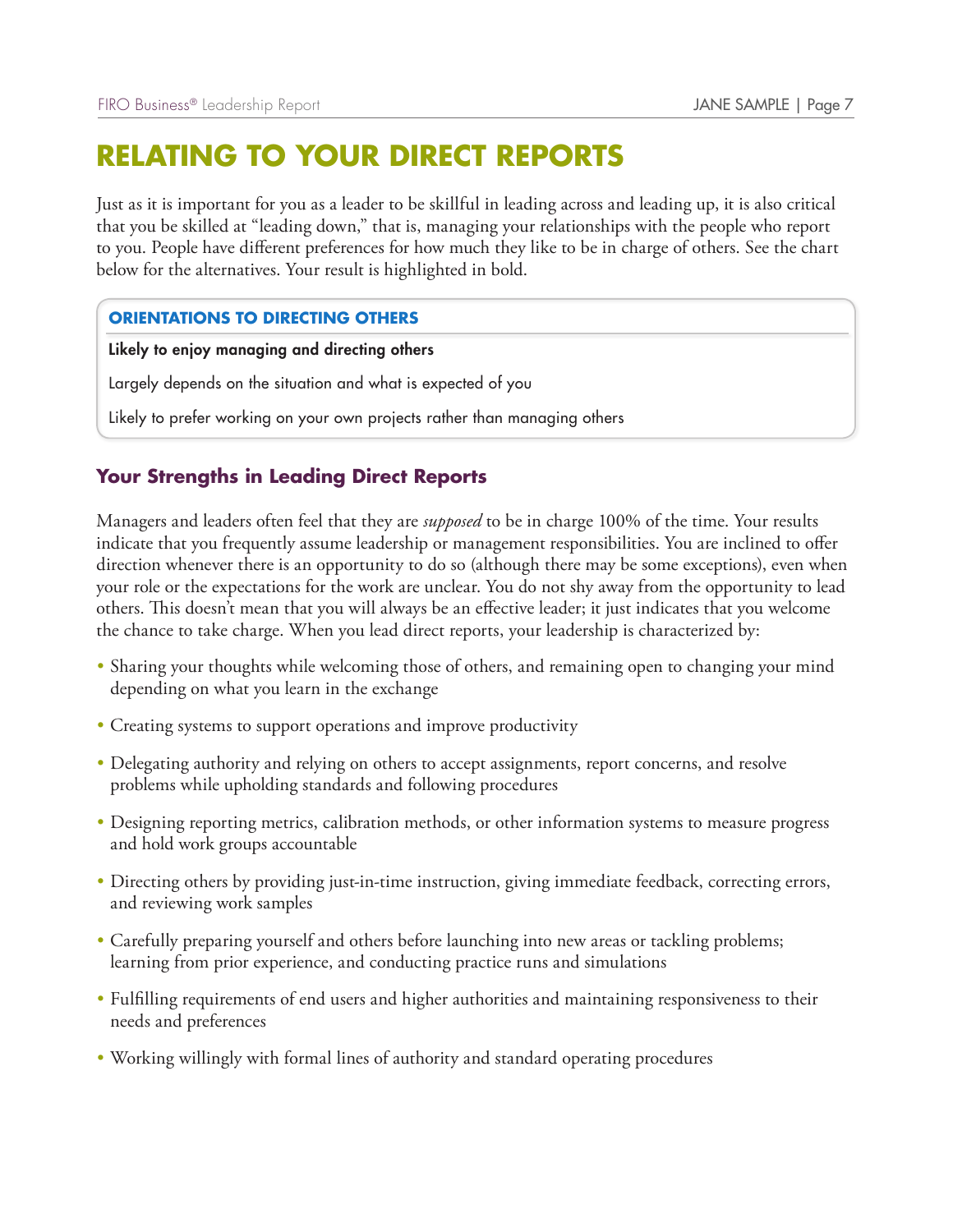# RELATING TO YOUR DIRECT REPORTS

Just as it is important for you as a leader to be skillful in leading across and leading up, it is also critical that you be skilled at "leading down," that is, managing your relationships with the people who report to you. People have different preferences for how much they like to be in charge of others. See the chart below for the alternatives. Your result is highlighted in bold.

| ORIENTATIONS TO DIRECTING OTHERS |
| --- |
| **Likely to enjoy managing and directing others** |
| Largely depends on the situation and what is expected of you |
| Likely to prefer working on your own projects rather than managing others |

## Your Strengths in Leading Direct Reports

Managers and leaders often feel that they are *supposed* to be in charge 100% of the time. Your results indicate that you frequently assume leadership or management responsibilities. You are inclined to offer direction whenever there is an opportunity to do so (although there may be some exceptions), even when your role or the expectations for the work are unclear. You do not shy away from the opportunity to lead others. This doesn't mean that you will always be an effective leader; it just indicates that you welcome the chance to take charge. When you lead direct reports, your leadership is characterized by:

- Sharing your thoughts while welcoming those of others, and remaining open to changing your mind depending on what you learn in the exchange
- Creating systems to support operations and improve productivity
- Delegating authority and relying on others to accept assignments, report concerns, and resolve problems while upholding standards and following procedures
- Designing reporting metrics, calibration methods, or other information systems to measure progress and hold work groups accountable
- Directing others by providing just-in-time instruction, giving immediate feedback, correcting errors, and reviewing work samples
- Carefully preparing yourself and others before launching into new areas or tackling problems; learning from prior experience, and conducting practice runs and simulations
- Fulfilling requirements of end users and higher authorities and maintaining responsiveness to their needs and preferences
- Working willingly with formal lines of authority and standard operating procedures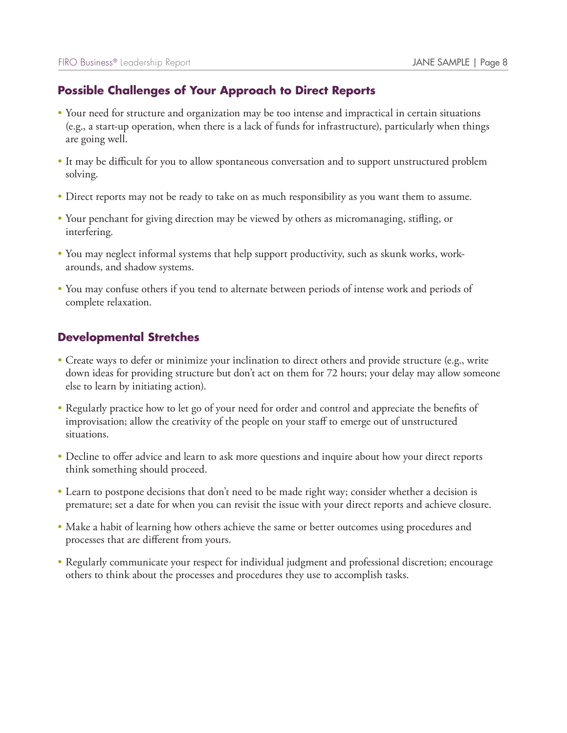## Possible Challenges of Your Approach to Direct Reports

- Your need for structure and organization may be too intense and impractical in certain situations (e.g., a start-up operation, when there is a lack of funds for infrastructure), particularly when things are going well.
- It may be difficult for you to allow spontaneous conversation and to support unstructured problem solving.
- Direct reports may not be ready to take on as much responsibility as you want them to assume.
- Your penchant for giving direction may be viewed by others as micromanaging, stifling, or interfering.
- You may neglect informal systems that help support productivity, such as skunk works, work-arounds, and shadow systems.
- You may confuse others if you tend to alternate between periods of intense work and periods of complete relaxation.

## Developmental Stretches

- Create ways to defer or minimize your inclination to direct others and provide structure (e.g., write down ideas for providing structure but don't act on them for 72 hours; your delay may allow someone else to learn by initiating action).
- Regularly practice how to let go of your need for order and control and appreciate the benefits of improvisation; allow the creativity of the people on your staff to emerge out of unstructured situations.
- Decline to offer advice and learn to ask more questions and inquire about how your direct reports think something should proceed.
- Learn to postpone decisions that don't need to be made right way; consider whether a decision is premature; set a date for when you can revisit the issue with your direct reports and achieve closure.
- Make a habit of learning how others achieve the same or better outcomes using procedures and processes that are different from yours.
- Regularly communicate your respect for individual judgment and professional discretion; encourage others to think about the processes and procedures they use to accomplish tasks.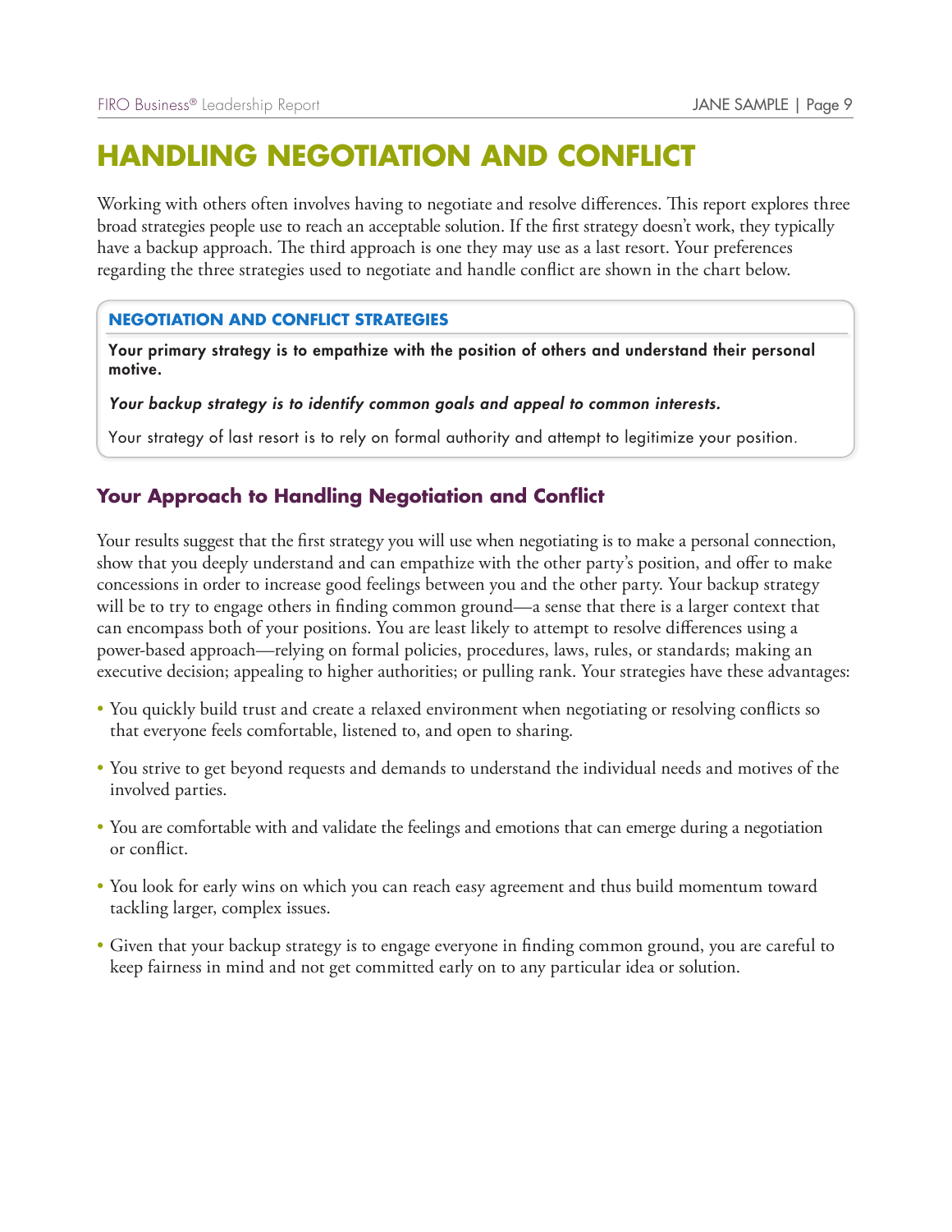# HANDLING NEGOTIATION AND CONFLICT

Working with others often involves having to negotiate and resolve differences. This report explores three broad strategies people use to reach an acceptable solution. If the first strategy doesn't work, they typically have a backup approach. The third approach is one they may use as a last resort. Your preferences regarding the three strategies used to negotiate and handle conflict are shown in the chart below.

### NEGOTIATION AND CONFLICT STRATEGIES

**Your primary strategy is to empathize with the position of others and understand their personal motive.**

***Your backup strategy is to identify common goals and appeal to common interests.***

Your strategy of last resort is to rely on formal authority and attempt to legitimize your position.

## Your Approach to Handling Negotiation and Conflict

Your results suggest that the first strategy you will use when negotiating is to make a personal connection, show that you deeply understand and can empathize with the other party's position, and offer to make concessions in order to increase good feelings between you and the other party. Your backup strategy will be to try to engage others in finding common ground—a sense that there is a larger context that can encompass both of your positions. You are least likely to attempt to resolve differences using a power-based approach—relying on formal policies, procedures, laws, rules, or standards; making an executive decision; appealing to higher authorities; or pulling rank. Your strategies have these advantages:

- You quickly build trust and create a relaxed environment when negotiating or resolving conflicts so that everyone feels comfortable, listened to, and open to sharing.
- You strive to get beyond requests and demands to understand the individual needs and motives of the involved parties.
- You are comfortable with and validate the feelings and emotions that can emerge during a negotiation or conflict.
- You look for early wins on which you can reach easy agreement and thus build momentum toward tackling larger, complex issues.
- Given that your backup strategy is to engage everyone in finding common ground, you are careful to keep fairness in mind and not get committed early on to any particular idea or solution.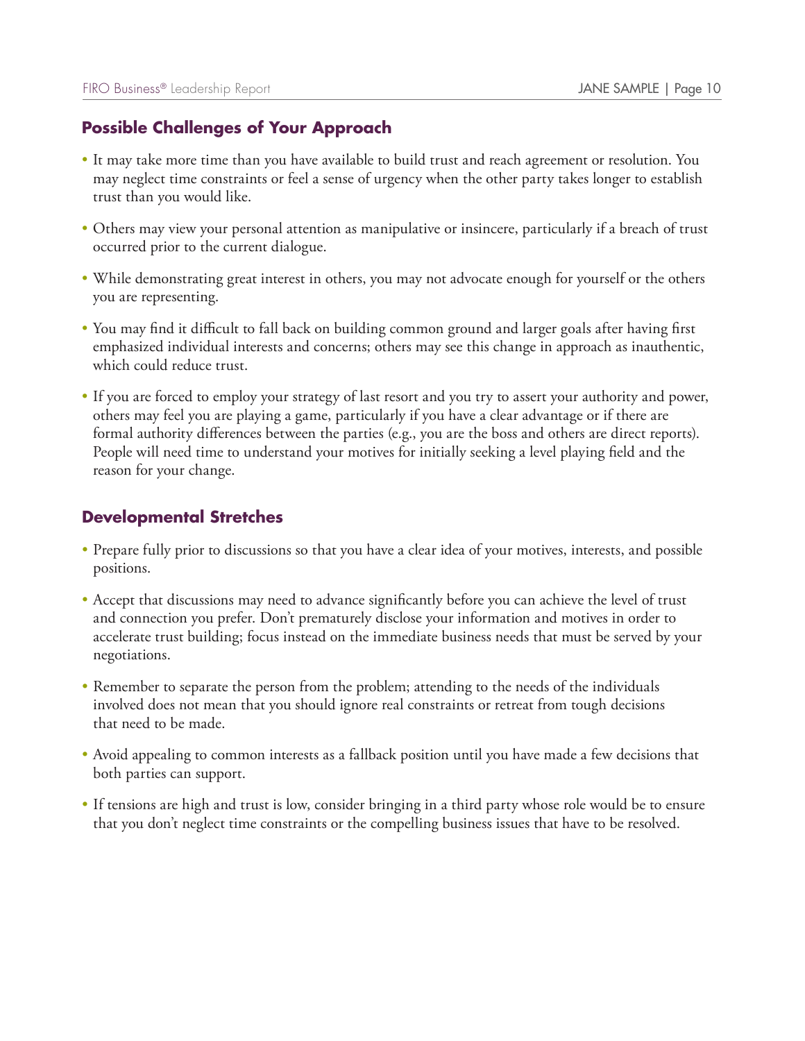## Possible Challenges of Your Approach

- It may take more time than you have available to build trust and reach agreement or resolution. You may neglect time constraints or feel a sense of urgency when the other party takes longer to establish trust than you would like.
- Others may view your personal attention as manipulative or insincere, particularly if a breach of trust occurred prior to the current dialogue.
- While demonstrating great interest in others, you may not advocate enough for yourself or the others you are representing.
- You may find it difficult to fall back on building common ground and larger goals after having first emphasized individual interests and concerns; others may see this change in approach as inauthentic, which could reduce trust.
- If you are forced to employ your strategy of last resort and you try to assert your authority and power, others may feel you are playing a game, particularly if you have a clear advantage or if there are formal authority differences between the parties (e.g., you are the boss and others are direct reports). People will need time to understand your motives for initially seeking a level playing field and the reason for your change.

## Developmental Stretches

- Prepare fully prior to discussions so that you have a clear idea of your motives, interests, and possible positions.
- Accept that discussions may need to advance significantly before you can achieve the level of trust and connection you prefer. Don't prematurely disclose your information and motives in order to accelerate trust building; focus instead on the immediate business needs that must be served by your negotiations.
- Remember to separate the person from the problem; attending to the needs of the individuals involved does not mean that you should ignore real constraints or retreat from tough decisions that need to be made.
- Avoid appealing to common interests as a fallback position until you have made a few decisions that both parties can support.
- If tensions are high and trust is low, consider bringing in a third party whose role would be to ensure that you don't neglect time constraints or the compelling business issues that have to be resolved.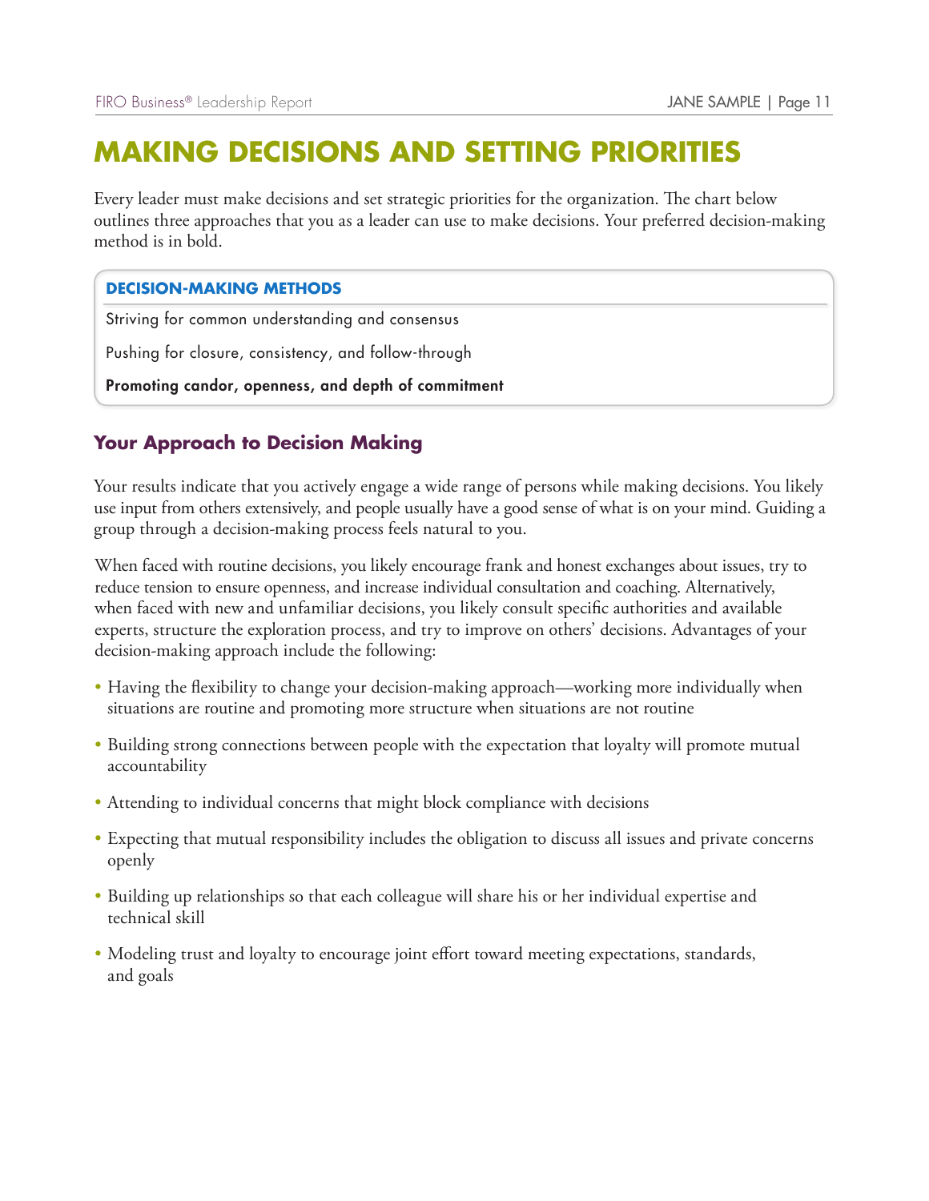# MAKING DECISIONS AND SETTING PRIORITIES

Every leader must make decisions and set strategic priorities for the organization. The chart below outlines three approaches that you as a leader can use to make decisions. Your preferred decision-making method is in bold.

| DECISION-MAKING METHODS |
| --- |
| Striving for common understanding and consensus |
| Pushing for closure, consistency, and follow-through |
| **Promoting candor, openness, and depth of commitment** |

## Your Approach to Decision Making

Your results indicate that you actively engage a wide range of persons while making decisions. You likely use input from others extensively, and people usually have a good sense of what is on your mind. Guiding a group through a decision-making process feels natural to you.

When faced with routine decisions, you likely encourage frank and honest exchanges about issues, try to reduce tension to ensure openness, and increase individual consultation and coaching. Alternatively, when faced with new and unfamiliar decisions, you likely consult specific authorities and available experts, structure the exploration process, and try to improve on others' decisions. Advantages of your decision-making approach include the following:

- Having the flexibility to change your decision-making approach—working more individually when situations are routine and promoting more structure when situations are not routine
- Building strong connections between people with the expectation that loyalty will promote mutual accountability
- Attending to individual concerns that might block compliance with decisions
- Expecting that mutual responsibility includes the obligation to discuss all issues and private concerns openly
- Building up relationships so that each colleague will share his or her individual expertise and technical skill
- Modeling trust and loyalty to encourage joint effort toward meeting expectations, standards, and goals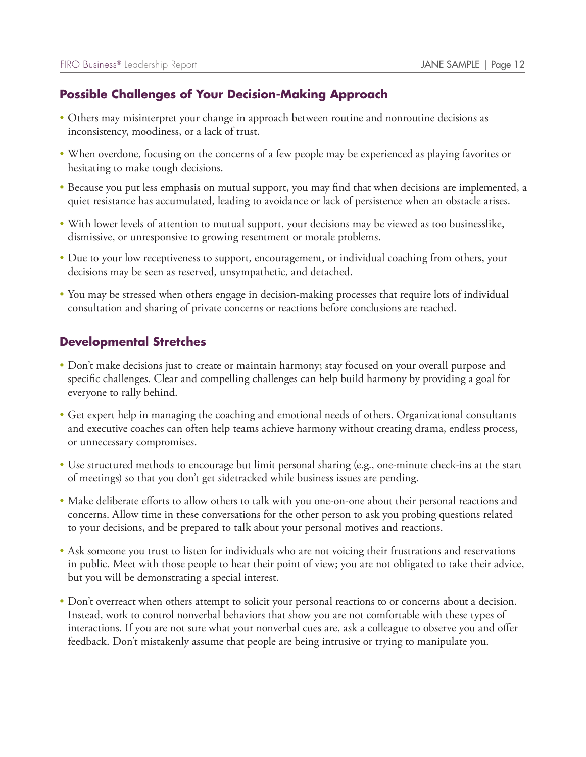## Possible Challenges of Your Decision-Making Approach

- Others may misinterpret your change in approach between routine and nonroutine decisions as inconsistency, moodiness, or a lack of trust.
- When overdone, focusing on the concerns of a few people may be experienced as playing favorites or hesitating to make tough decisions.
- Because you put less emphasis on mutual support, you may find that when decisions are implemented, a quiet resistance has accumulated, leading to avoidance or lack of persistence when an obstacle arises.
- With lower levels of attention to mutual support, your decisions may be viewed as too businesslike, dismissive, or unresponsive to growing resentment or morale problems.
- Due to your low receptiveness to support, encouragement, or individual coaching from others, your decisions may be seen as reserved, unsympathetic, and detached.
- You may be stressed when others engage in decision-making processes that require lots of individual consultation and sharing of private concerns or reactions before conclusions are reached.

## Developmental Stretches

- Don't make decisions just to create or maintain harmony; stay focused on your overall purpose and specific challenges. Clear and compelling challenges can help build harmony by providing a goal for everyone to rally behind.
- Get expert help in managing the coaching and emotional needs of others. Organizational consultants and executive coaches can often help teams achieve harmony without creating drama, endless process, or unnecessary compromises.
- Use structured methods to encourage but limit personal sharing (e.g., one-minute check-ins at the start of meetings) so that you don't get sidetracked while business issues are pending.
- Make deliberate efforts to allow others to talk with you one-on-one about their personal reactions and concerns. Allow time in these conversations for the other person to ask you probing questions related to your decisions, and be prepared to talk about your personal motives and reactions.
- Ask someone you trust to listen for individuals who are not voicing their frustrations and reservations in public. Meet with those people to hear their point of view; you are not obligated to take their advice, but you will be demonstrating a special interest.
- Don't overreact when others attempt to solicit your personal reactions to or concerns about a decision. Instead, work to control nonverbal behaviors that show you are not comfortable with these types of interactions. If you are not sure what your nonverbal cues are, ask a colleague to observe you and offer feedback. Don't mistakenly assume that people are being intrusive or trying to manipulate you.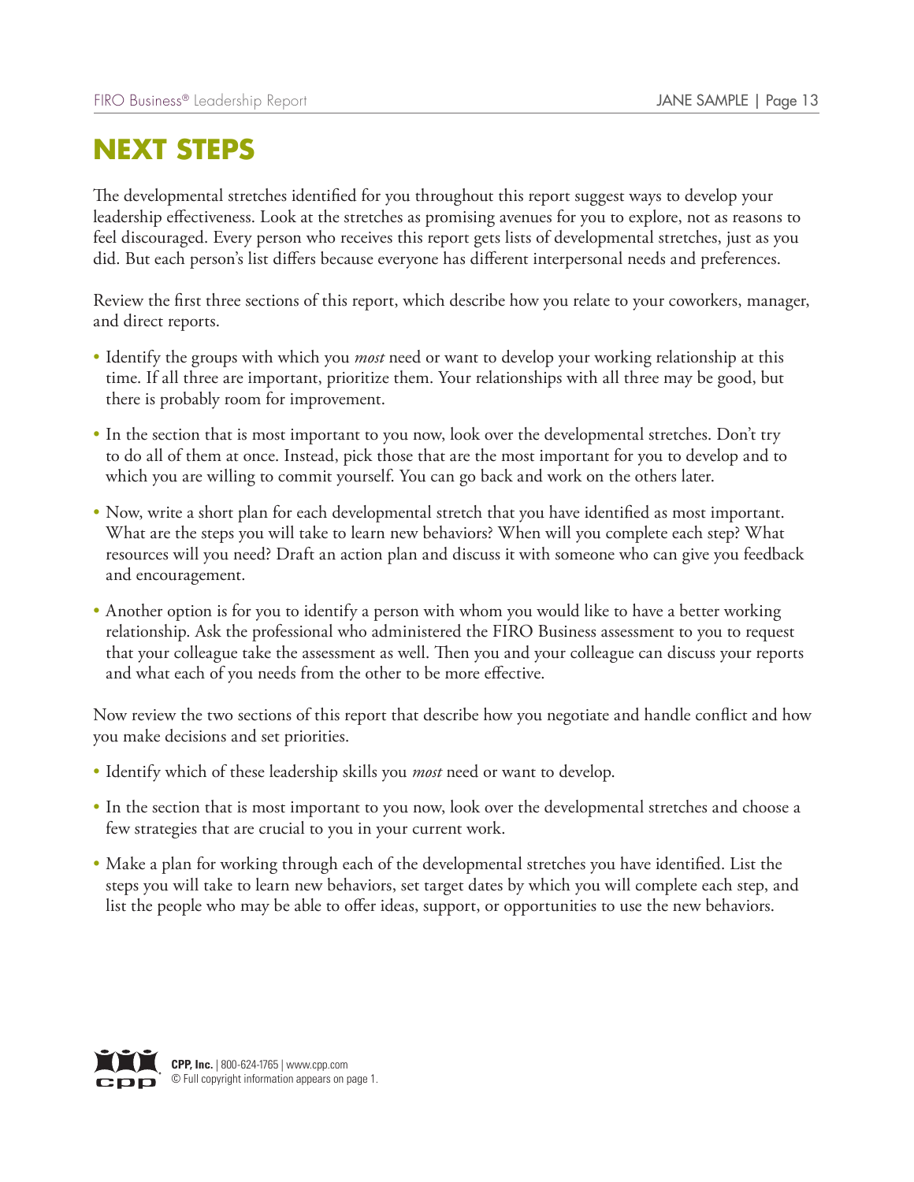# NEXT STEPS

The developmental stretches identified for you throughout this report suggest ways to develop your leadership effectiveness. Look at the stretches as promising avenues for you to explore, not as reasons to feel discouraged. Every person who receives this report gets lists of developmental stretches, just as you did. But each person's list differs because everyone has different interpersonal needs and preferences.

Review the first three sections of this report, which describe how you relate to your coworkers, manager, and direct reports.

- Identify the groups with which you *most* need or want to develop your working relationship at this time. If all three are important, prioritize them. Your relationships with all three may be good, but there is probably room for improvement.
- In the section that is most important to you now, look over the developmental stretches. Don't try to do all of them at once. Instead, pick those that are the most important for you to develop and to which you are willing to commit yourself. You can go back and work on the others later.
- Now, write a short plan for each developmental stretch that you have identified as most important. What are the steps you will take to learn new behaviors? When will you complete each step? What resources will you need? Draft an action plan and discuss it with someone who can give you feedback and encouragement.
- Another option is for you to identify a person with whom you would like to have a better working relationship. Ask the professional who administered the FIRO Business assessment to you to request that your colleague take the assessment as well. Then you and your colleague can discuss your reports and what each of you needs from the other to be more effective.

Now review the two sections of this report that describe how you negotiate and handle conflict and how you make decisions and set priorities.

- Identify which of these leadership skills you *most* need or want to develop.
- In the section that is most important to you now, look over the developmental stretches and choose a few strategies that are crucial to you in your current work.
- Make a plan for working through each of the developmental stretches you have identified. List the steps you will take to learn new behaviors, set target dates by which you will complete each step, and list the people who may be able to offer ideas, support, or opportunities to use the new behaviors.